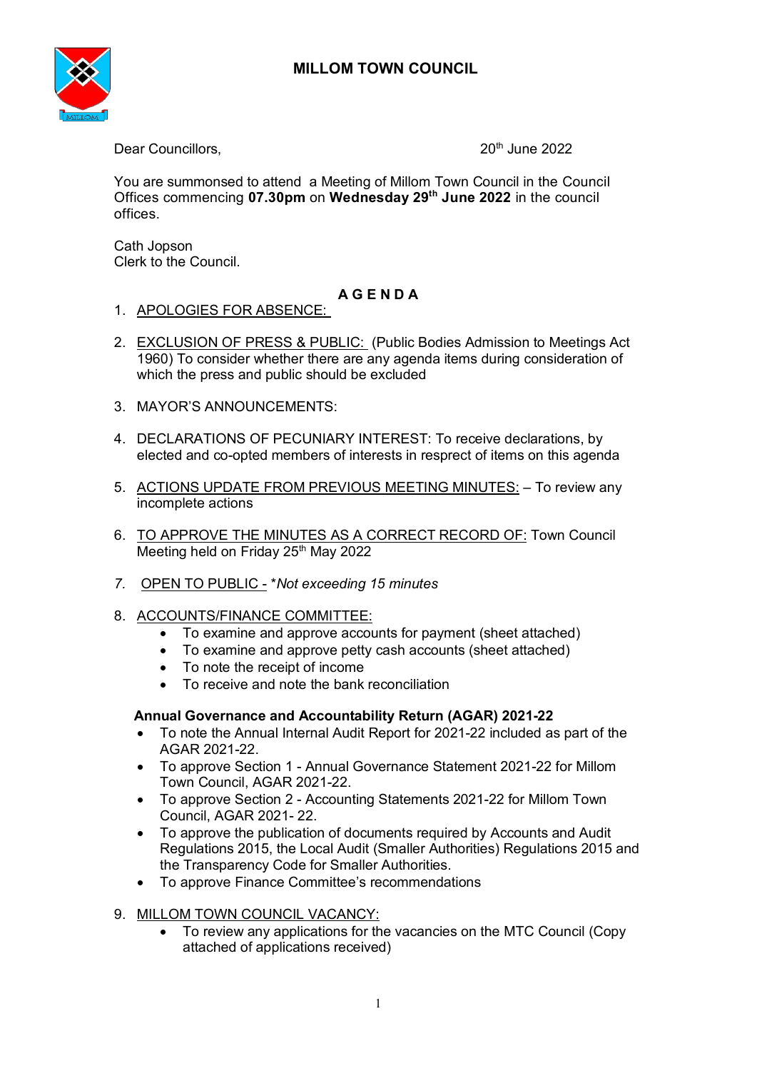# MILLOM TOWN COUNCIL

Dear Councillors, 20th June 2022

You are summonsed to attend a Meeting of Millom Town Council in the Council Offices commencing **07.30pm** on **Wednesday 29th June 2022** in the council offices.

Cath Jopson
Clerk to the Council.

## A G E N D A

1. APOLOGIES FOR ABSENCE:

2. EXCLUSION OF PRESS & PUBLIC: (Public Bodies Admission to Meetings Act 1960) To consider whether there are any agenda items during consideration of which the press and public should be excluded

3. MAYOR'S ANNOUNCEMENTS:

4. DECLARATIONS OF PECUNIARY INTEREST: To receive declarations, by elected and co-opted members of interests in respect of items on this agenda

5. ACTIONS UPDATE FROM PREVIOUS MEETING MINUTES: – To review any incomplete actions

6. TO APPROVE THE MINUTES AS A CORRECT RECORD OF: Town Council Meeting held on Friday 25th May 2022

7. *OPEN TO PUBLIC -* **Not exceeding 15 minutes*

8. ACCOUNTS/FINANCE COMMITTEE:
   - To examine and approve accounts for payment (sheet attached)
   - To examine and approve petty cash accounts (sheet attached)
   - To note the receipt of income
   - To receive and note the bank reconciliation

   **Annual Governance and Accountability Return (AGAR) 2021-22**

   - To note the Annual Internal Audit Report for 2021-22 included as part of the AGAR 2021-22.
   - To approve Section 1 - Annual Governance Statement 2021-22 for Millom Town Council, AGAR 2021-22.
   - To approve Section 2 - Accounting Statements 2021-22 for Millom Town Council, AGAR 2021- 22.
   - To approve the publication of documents required by Accounts and Audit Regulations 2015, the Local Audit (Smaller Authorities) Regulations 2015 and the Transparency Code for Smaller Authorities.
   - To approve Finance Committee's recommendations

9. MILLOM TOWN COUNCIL VACANCY:
   - To review any applications for the vacancies on the MTC Council (Copy attached of applications received)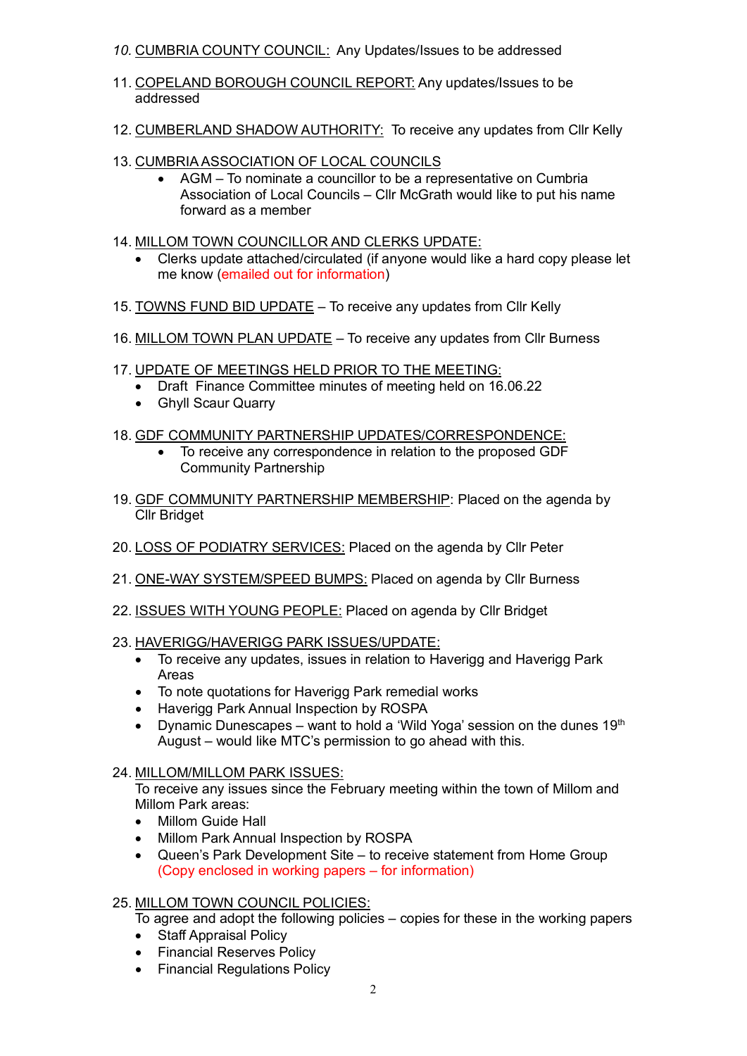10. CUMBRIA COUNTY COUNCIL: Any Updates/Issues to be addressed

11. COPELAND BOROUGH COUNCIL REPORT: Any updates/Issues to be addressed

12. CUMBERLAND SHADOW AUTHORITY: To receive any updates from Cllr Kelly

13. CUMBRIA ASSOCIATION OF LOCAL COUNCILS
    - AGM – To nominate a councillor to be a representative on Cumbria Association of Local Councils – Cllr McGrath would like to put his name forward as a member

14. MILLOM TOWN COUNCILLOR AND CLERKS UPDATE:
    - Clerks update attached/circulated (if anyone would like a hard copy please let me know (emailed out for information)

15. TOWNS FUND BID UPDATE – To receive any updates from Cllr Kelly

16. MILLOM TOWN PLAN UPDATE – To receive any updates from Cllr Burness

17. UPDATE OF MEETINGS HELD PRIOR TO THE MEETING:
    - Draft Finance Committee minutes of meeting held on 16.06.22
    - Ghyll Scaur Quarry

18. GDF COMMUNITY PARTNERSHIP UPDATES/CORRESPONDENCE:
    - To receive any correspondence in relation to the proposed GDF Community Partnership

19. GDF COMMUNITY PARTNERSHIP MEMBERSHIP: Placed on the agenda by Cllr Bridget

20. LOSS OF PODIATRY SERVICES: Placed on the agenda by Cllr Peter

21. ONE-WAY SYSTEM/SPEED BUMPS: Placed on agenda by Cllr Burness

22. ISSUES WITH YOUNG PEOPLE: Placed on agenda by Cllr Bridget

23. HAVERIGG/HAVERIGG PARK ISSUES/UPDATE:
    - To receive any updates, issues in relation to Haverigg and Haverigg Park Areas
    - To note quotations for Haverigg Park remedial works
    - Haverigg Park Annual Inspection by ROSPA
    - Dynamic Dunescapes – want to hold a 'Wild Yoga' session on the dunes 19th August – would like MTC's permission to go ahead with this.

24. MILLOM/MILLOM PARK ISSUES:
    To receive any issues since the February meeting within the town of Millom and Millom Park areas:
    - Millom Guide Hall
    - Millom Park Annual Inspection by ROSPA
    - Queen's Park Development Site – to receive statement from Home Group (Copy enclosed in working papers – for information)

25. MILLOM TOWN COUNCIL POLICIES:
    To agree and adopt the following policies – copies for these in the working papers
    - Staff Appraisal Policy
    - Financial Reserves Policy
    - Financial Regulations Policy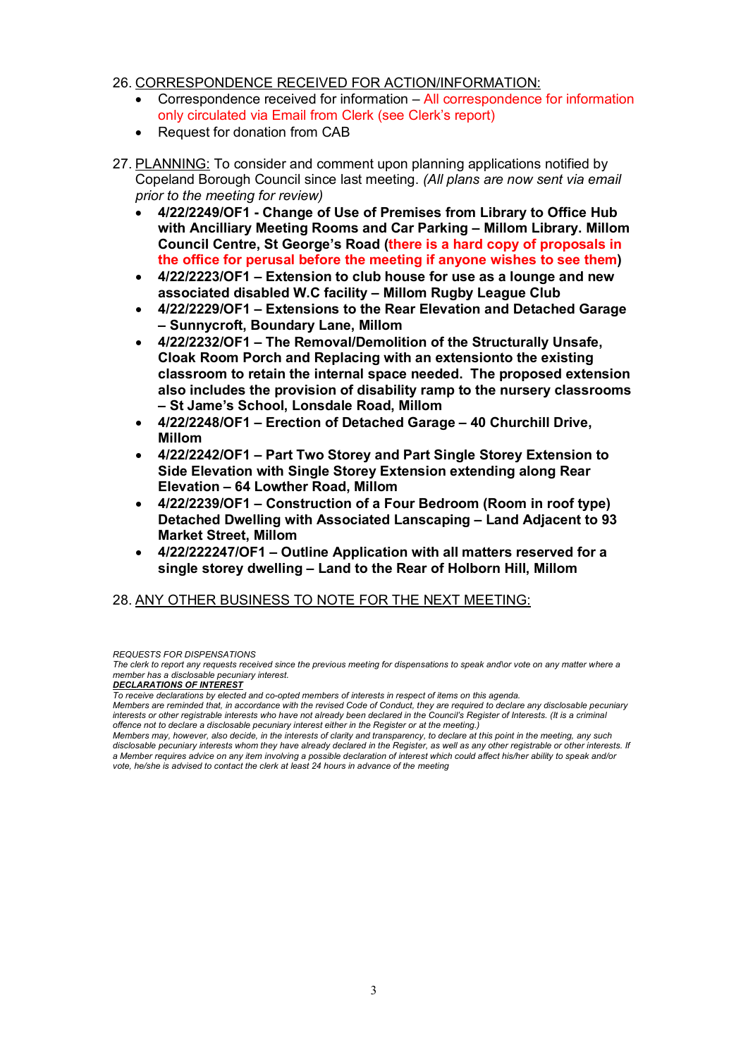26. <u>CORRESPONDENCE RECEIVED FOR ACTION/INFORMATION:</u>
    - Correspondence received for information – All correspondence for information only circulated via Email from Clerk (see Clerk's report)
    - Request for donation from CAB

27. <u>PLANNING:</u> To consider and comment upon planning applications notified by Copeland Borough Council since last meeting. *(All plans are now sent via email prior to the meeting for review)*
    - **4/22/2249/OF1 - Change of Use of Premises from Library to Office Hub with Ancilliary Meeting Rooms and Car Parking – Millom Library. Millom Council Centre, St George's Road (there is a hard copy of proposals in the office for perusal before the meeting if anyone wishes to see them)**
    - **4/22/2223/OF1 – Extension to club house for use as a lounge and new associated disabled W.C facility – Millom Rugby League Club**
    - **4/22/2229/OF1 – Extensions to the Rear Elevation and Detached Garage – Sunnycroft, Boundary Lane, Millom**
    - **4/22/2232/OF1 – The Removal/Demolition of the Structurally Unsafe, Cloak Room Porch and Replacing with an extensionto the existing classroom to retain the internal space needed. The proposed extension also includes the provision of disability ramp to the nursery classrooms – St Jame's School, Lonsdale Road, Millom**
    - **4/22/2248/OF1 – Erection of Detached Garage – 40 Churchill Drive, Millom**
    - **4/22/2242/OF1 – Part Two Storey and Part Single Storey Extension to Side Elevation with Single Storey Extension extending along Rear Elevation – 64 Lowther Road, Millom**
    - **4/22/2239/OF1 – Construction of a Four Bedroom (Room in roof type) Detached Dwelling with Associated Lanscaping – Land Adjacent to 93 Market Street, Millom**
    - **4/22/222247/OF1 – Outline Application with all matters reserved for a single storey dwelling – Land to the Rear of Holborn Hill, Millom**

28. <u>ANY OTHER BUSINESS TO NOTE FOR THE NEXT MEETING:</u>

*REQUESTS FOR DISPENSATIONS*
*The clerk to report any requests received since the previous meeting for dispensations to speak and\or vote on any matter where a member has a disclosable pecuniary interest.*
***<u>DECLARATIONS OF INTEREST</u>***
*To receive declarations by elected and co-opted members of interests in respect of items on this agenda.*
*Members are reminded that, in accordance with the revised Code of Conduct, they are required to declare any disclosable pecuniary interests or other registrable interests which have not already been declared in the Council's Register of Interests. (It is a criminal offence not to declare a disclosable pecuniary interest either in the Register or at the meeting.)*
*Members may, however, also decide, in the interests of clarity and transparency, to declare at this point in the meeting, any such disclosable pecuniary interests whom they have already declared in the Register, as well as any other registrable or other interests. If a Member requires advice on any item involving a possible declaration of interest which could affect his/her ability to speak and/or vote, he/she is advised to contact the clerk at least 24 hours in advance of the meeting*